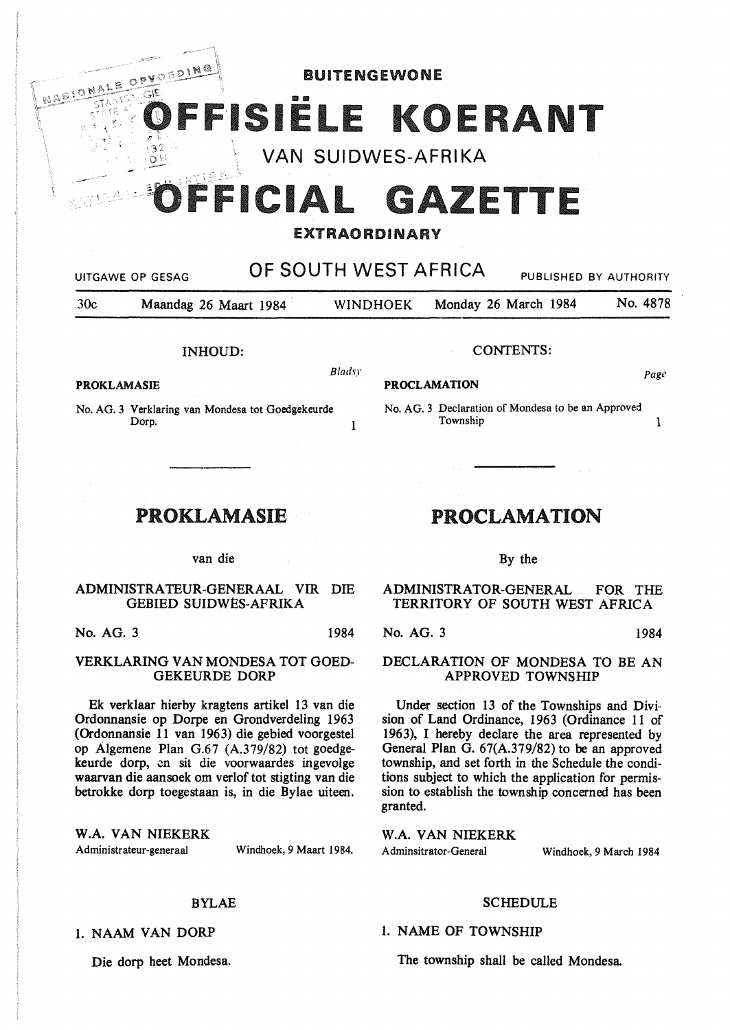# BUITENGEWONE

# OFFISIËLE KOERANT

## VAN SUIDWES-AFRIKA

# OFFICIAL GAZETTE

## EXTRAORDINARY

## OF SOUTH WEST AFRICA

UITGAWE OP GESAG — PUBLISHED BY AUTHORITY

30c — Maandag 26 Maart 1984 — WINDHOEK — Monday 26 March 1984 — No. 4878

**INHOUD:**

**PROKLAMASIE** — *Bladsy*

No. AG. 3 Verklaring van Mondesa tot Goedgekeurde Dorp. — 1

**CONTENTS:**

**PROCLAMATION** — *Page*

No. AG. 3 Declaration of Mondesa to be an Approved Township — 1

---

## PROKLAMASIE

van die

### ADMINISTRATEUR-GENERAAL VIR DIE GEBIED SUIDWES-AFRIKA

No. AG. 3 — 1984

### VERKLARING VAN MONDESA TOT GOEDGEKEURDE DORP

Ek verklaar hierby kragtens artikel 13 van die Ordonnansie op Dorpe en Grondverdeling 1963 (Ordonnansie 11 van 1963) die gebied voorgestel op Algemene Plan G.67 (A.379/82) tot goedgekeurde dorp, en sit die voorwaardes ingevolge waarvan die aansoek om verlof tot stigting van die betrokke dorp toegestaan is, in die Bylae uiteen.

W.A. VAN NIEKERK
Administrateur-generaal — Windhoek, 9 Maart 1984.

### BYLAE

1. NAAM VAN DORP

Die dorp heet Mondesa.

## PROCLAMATION

By the

### ADMINISTRATOR-GENERAL FOR THE TERRITORY OF SOUTH WEST AFRICA

No. AG. 3 — 1984

### DECLARATION OF MONDESA TO BE AN APPROVED TOWNSHIP

Under section 13 of the Townships and Division of Land Ordinance, 1963 (Ordinance 11 of 1963), I hereby declare the area represented by General Plan G. 67(A.379/82) to be an approved township, and set forth in the Schedule the conditions subject to which the application for permission to establish the township concerned has been granted.

W.A. VAN NIEKERK
Adminsitrator-General — Windhoek, 9 March 1984

### SCHEDULE

1. NAME OF TOWNSHIP

The township shall be called Mondesa.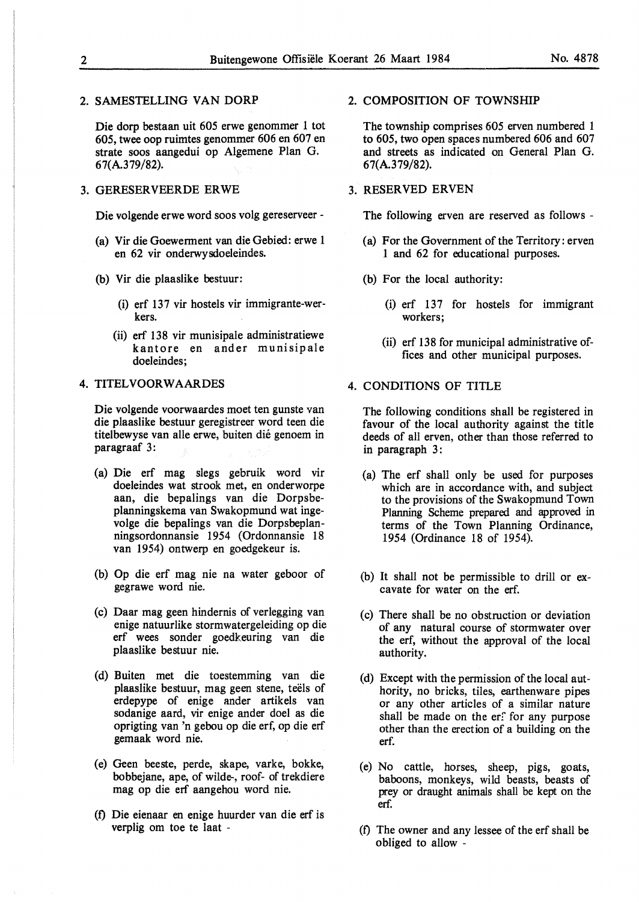## 2. SAMESTELLING VAN DORP

Die dorp bestaan uit 605 erwe genommer 1 tot 605, twee oop ruimtes genommer 606 en 607 en strate soos aangedui op Algemene Plan G. 67(A.379/82).

## 3. GERESERVEERDE ERWE

Die volgende erwe word soos volg gereserveer -

(a) Vir die Goewerment van die Gebied: erwe 1 en 62 vir onderwysdoeleindes.

(b) Vir die plaaslike bestuur:

(i) erf 137 vir hostels vir immigrante-werkers.

(ii) erf 138 vir munisipale administratiewe kantore en ander munisipale doeleindes;

## 4. TITELVOORWAARDES

Die volgende voorwaardes moet ten gunste van die plaaslike bestuur geregistreer word teen die titelbewyse van alle erwe, buiten dié genoem in paragraaf 3:

(a) Die erf mag slegs gebruik word vir doeleindes wat strook met, en onderworpe aan, die bepalings van die Dorpsbeplanningskema van Swakopmund wat ingevolge die bepalings van die Dorpsbeplanningsordonnansie 1954 (Ordonnansie 18 van 1954) ontwerp en goedgekeur is.

(b) Op die erf mag nie na water geboor of gegrawe word nie.

(c) Daar mag geen hindernis of verlegging van enige natuurlike stormwatergeleiding op die erf wees sonder goedkeuring van die plaaslike bestuur nie.

(d) Buiten met die toestemming van die plaaslike bestuur, mag geen stene, teëls of erdepype of enige ander artikels van sodanige aard, vir enige ander doel as die oprigting van 'n gebou op die erf, op die erf gemaak word nie.

(e) Geen beeste, perde, skape, varke, bokke, bobbejane, ape, of wilde-, roof- of trekdiere mag op die erf aangehou word nie.

(f) Die eienaar en enige huurder van die erf is verplig om toe te laat -

## 2. COMPOSITION OF TOWNSHIP

The township comprises 605 erven numbered 1 to 605, two open spaces numbered 606 and 607 and streets as indicated on General Plan G. 67(A.379/82).

## 3. RESERVED ERVEN

The following erven are reserved as follows -

(a) For the Government of the Territory: erven 1 and 62 for educational purposes.

(b) For the local authority:

(i) erf 137 for hostels for immigrant workers;

(ii) erf 138 for municipal administrative offices and other municipal purposes.

## 4. CONDITIONS OF TITLE

The following conditions shall be registered in favour of the local authority against the title deeds of all erven, other than those referred to in paragraph 3:

(a) The erf shall only be used for purposes which are in accordance with, and subject to the provisions of the Swakopmund Town Planning Scheme prepared and approved in terms of the Town Planning Ordinance, 1954 (Ordinance 18 of 1954).

(b) It shall not be permissible to drill or excavate for water on the erf.

(c) There shall be no obstruction or deviation of any natural course of stormwater over the erf, without the approval of the local authority.

(d) Except with the permission of the local authority, no bricks, tiles, earthenware pipes or any other articles of a similar nature shall be made on the erf for any purpose other than the erection of a building on the erf.

(e) No cattle, horses, sheep, pigs, goats, baboons, monkeys, wild beasts, beasts of prey or draught animals shall be kept on the erf.

(f) The owner and any lessee of the erf shall be obliged to allow -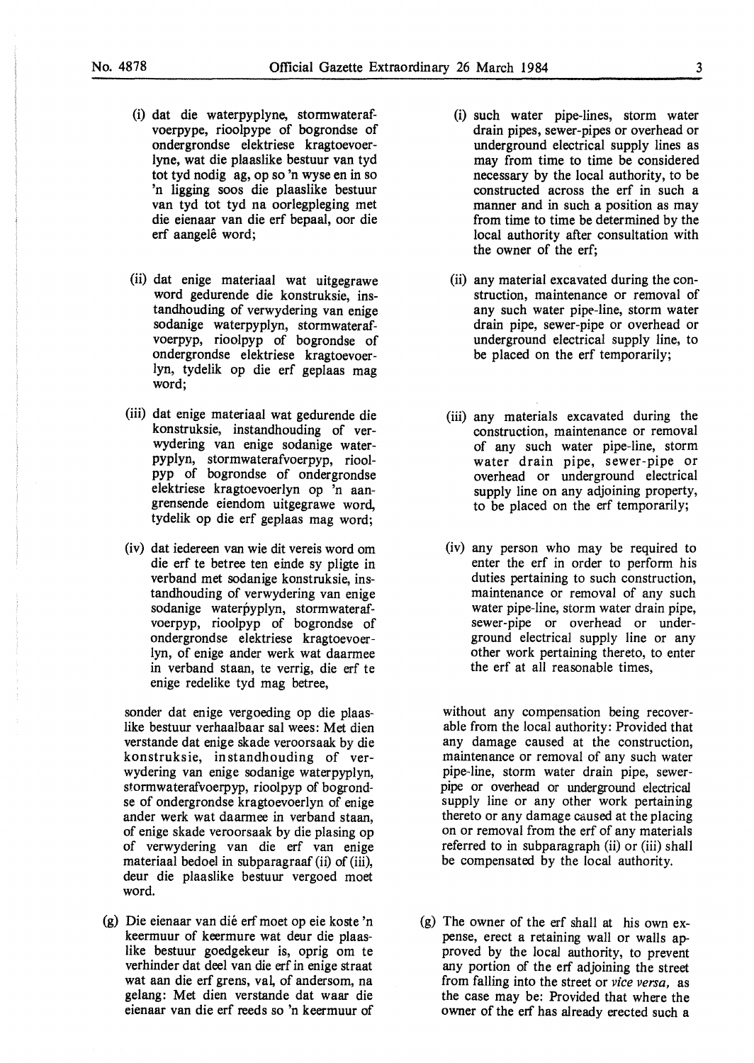(i) dat die waterpyplyne, stormwaterafvoerpype, rioolpype of bogrondse of ondergrondse elektriese kragtoevoerlyne, wat die plaaslike bestuur van tyd tot tyd nodig ag, op so 'n wyse en in so 'n ligging soos die plaaslike bestuur van tyd tot tyd na oorlegpleging met die eienaar van die erf bepaal, oor die erf aangelê word;

(ii) dat enige materiaal wat uitgegrawe word gedurende die konstruksie, instandhouding of verwydering van enige sodanige waterpyplyn, stormwaterafvoerpyp, rioolpyp of bogrondse of ondergrondse elektriese kragtoevoerlyn, tydelik op die erf geplaas mag word;

(iii) dat enige materiaal wat gedurende die konstruksie, instandhouding of verwydering van enige sodanige waterpyplyn, stormwaterafvoerpyp, rioolpyp of bogrondse of ondergrondse elektriese kragtoevoerlyn op 'n aangrensende eiendom uitgegrawe word, tydelik op die erf geplaas mag word;

(iv) dat iedereen van wie dit vereis word om die erf te betree ten einde sy pligte in verband met sodanige konstruksie, instandhouding of verwydering van enige sodanige waterpyplyn, stormwaterafvoerpyp, rioolpyp of bogrondse of ondergrondse elektriese kragtoevoerlyn, of enige ander werk wat daarmee in verband staan, te verrig, die erf te enige redelike tyd mag betree,

sonder dat enige vergoeding op die plaaslike bestuur verhaalbaar sal wees: Met dien verstande dat enige skade veroorsaak by die konstruksie, instandhouding of verwydering van enige sodanige waterpyplyn, stormwaterafvoerpyp, rioolpyp of bogrondse of ondergrondse kragtoevoerlyn of enige ander werk wat daarmee in verband staan, of enige skade veroorsaak by die plasing op of verwydering van die erf van enige materiaal bedoel in subparagraaf (ii) of (iii), deur die plaaslike bestuur vergoed moet word.

(g) Die eienaar van die erf moet op eie koste 'n keermuur of keermure wat deur die plaaslike bestuur goedgekeur is, oprig om te verhinder dat deel van die erf in enige straat wat aan die erf grens, val, of andersom, na gelang: Met dien verstande dat waar die eienaar van die erf reeds so 'n keermuur of

(i) such water pipe-lines, storm water drain pipes, sewer-pipes or overhead or underground electrical supply lines as may from time to time be considered necessary by the local authority, to be constructed across the erf in such a manner and in such a position as may from time to time be determined by the local authority after consultation with the owner of the erf;

(ii) any material excavated during the construction, maintenance or removal of any such water pipe-line, storm water drain pipe, sewer-pipe or overhead or underground electrical supply line, to be placed on the erf temporarily;

(iii) any materials excavated during the construction, maintenance or removal of any such water pipe-line, storm water drain pipe, sewer-pipe or overhead or underground electrical supply line on any adjoining property, to be placed on the erf temporarily;

(iv) any person who may be required to enter the erf in order to perform his duties pertaining to such construction, maintenance or removal of any such water pipe-line, storm water drain pipe, sewer-pipe or overhead or underground electrical supply line or any other work pertaining thereto, to enter the erf at all reasonable times,

without any compensation being recoverable from the local authority: Provided that any damage caused at the construction, maintenance or removal of any such water pipe-line, storm water drain pipe, sewer-pipe or overhead or underground electrical supply line or any other work pertaining thereto or any damage caused at the placing on or removal from the erf of any materials referred to in subparagraph (ii) or (iii) shall be compensated by the local authority.

(g) The owner of the erf shall at his own expense, erect a retaining wall or walls approved by the local authority, to prevent any portion of the erf adjoining the street from falling into the street or *vice versa,* as the case may be: Provided that where the owner of the erf has already erected such a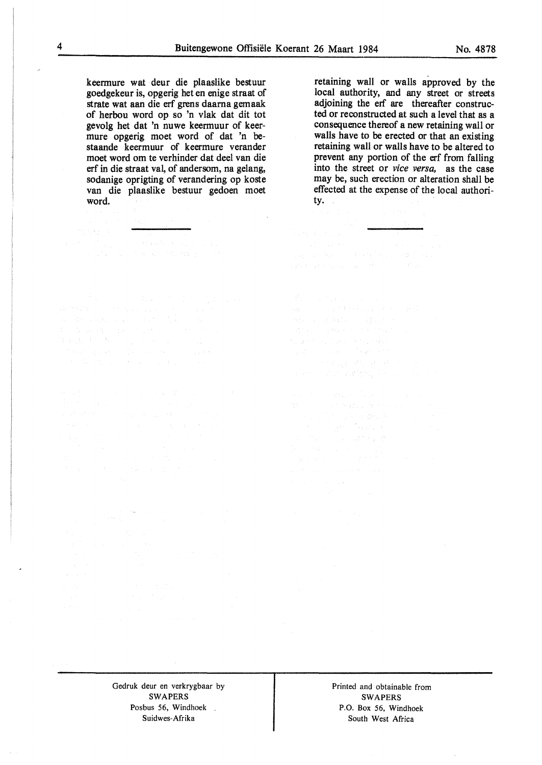keermure wat deur die plaaslike bestuur goedgekeur is, opgerig het en enige straat of strate wat aan die erf grens daarna gemaak of herbou word op so 'n vlak dat dit tot gevolg het dat 'n nuwe keermuur of keermure opgerig moet word of dat 'n bestaande keermuur of keermure verander moet word om te verhinder dat deel van die erf in die straat val, of andersom, na gelang, sodanige oprigting of verandering op koste van die plaaslike bestuur gedoen moet word.

---

retaining wall or walls approved by the local authority, and any street or streets adjoining the erf are thereafter constructed or reconstructed at such a level that as a consequence thereof a new retaining wall or walls have to be erected or that an existing retaining wall or walls have to be altered to prevent any portion of the erf from falling into the street or *vice versa*, as the case may be, such erection or alteration shall be effected at the expense of the local authority.

---

Gedruk deur en verkrygbaar by
SWAPERS
Posbus 56, Windhoek
Suidwes-Afrika

Printed and obtainable from
SWAPERS
P.O. Box 56, Windhoek
South West Africa